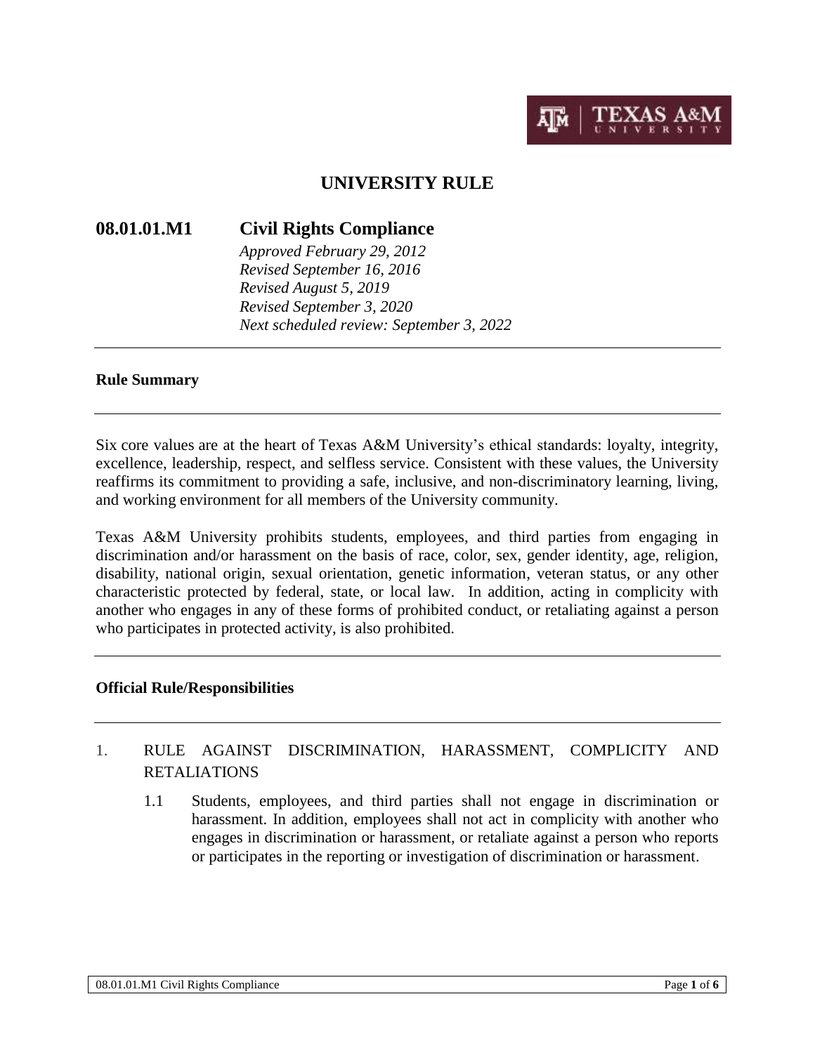# UNIVERSITY RULE

## 08.01.01.M1 Civil Rights Compliance

*Approved February 29, 2012*
*Revised September 16, 2016*
*Revised August 5, 2019*
*Revised September 3, 2020*
*Next scheduled review: September 3, 2022*

---

**Rule Summary**

---

Six core values are at the heart of Texas A&M University's ethical standards: loyalty, integrity, excellence, leadership, respect, and selfless service. Consistent with these values, the University reaffirms its commitment to providing a safe, inclusive, and non-discriminatory learning, living, and working environment for all members of the University community.

Texas A&M University prohibits students, employees, and third parties from engaging in discrimination and/or harassment on the basis of race, color, sex, gender identity, age, religion, disability, national origin, sexual orientation, genetic information, veteran status, or any other characteristic protected by federal, state, or local law. In addition, acting in complicity with another who engages in any of these forms of prohibited conduct, or retaliating against a person who participates in protected activity, is also prohibited.

---

**Official Rule/Responsibilities**

---

1. RULE AGAINST DISCRIMINATION, HARASSMENT, COMPLICITY AND RETALIATIONS

   1.1 Students, employees, and third parties shall not engage in discrimination or harassment. In addition, employees shall not act in complicity with another who engages in discrimination or harassment, or retaliate against a person who reports or participates in the reporting or investigation of discrimination or harassment.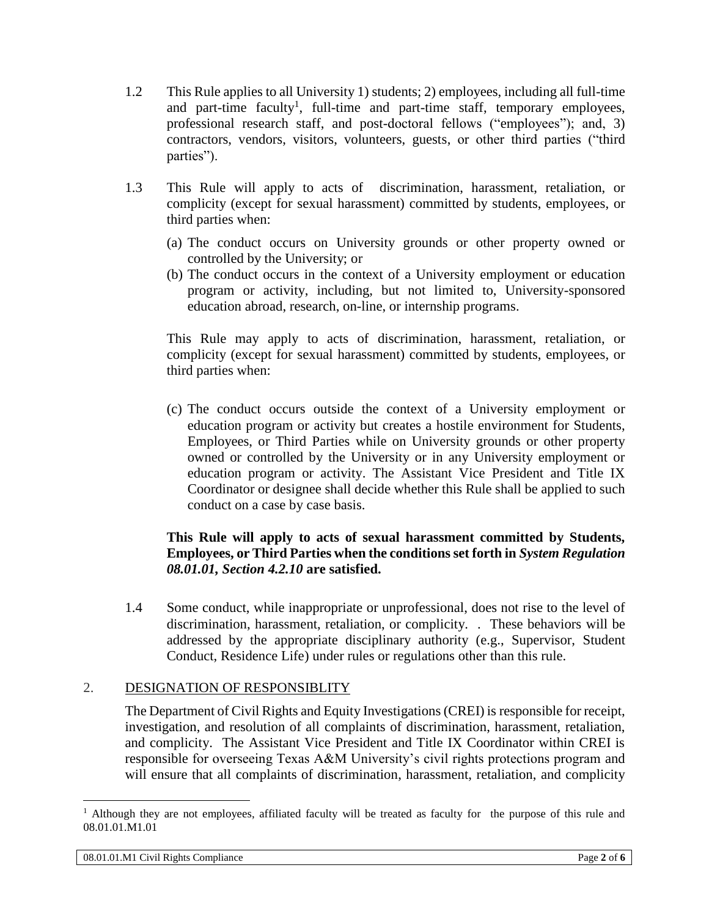1.2 This Rule applies to all University 1) students; 2) employees, including all full-time and part-time faculty[1], full-time and part-time staff, temporary employees, professional research staff, and post-doctoral fellows ("employees"); and, 3) contractors, vendors, visitors, volunteers, guests, or other third parties ("third parties").

1.3 This Rule will apply to acts of discrimination, harassment, retaliation, or complicity (except for sexual harassment) committed by students, employees, or third parties when:

(a) The conduct occurs on University grounds or other property owned or controlled by the University; or
(b) The conduct occurs in the context of a University employment or education program or activity, including, but not limited to, University-sponsored education abroad, research, on-line, or internship programs.

This Rule may apply to acts of discrimination, harassment, retaliation, or complicity (except for sexual harassment) committed by students, employees, or third parties when:

(c) The conduct occurs outside the context of a University employment or education program or activity but creates a hostile environment for Students, Employees, or Third Parties while on University grounds or other property owned or controlled by the University or in any University employment or education program or activity. The Assistant Vice President and Title IX Coordinator or designee shall decide whether this Rule shall be applied to such conduct on a case by case basis.

**This Rule will apply to acts of sexual harassment committed by Students, Employees, or Third Parties when the conditions set forth in *System Regulation 08.01.01, Section 4.2.10* are satisfied.**

1.4 Some conduct, while inappropriate or unprofessional, does not rise to the level of discrimination, harassment, retaliation, or complicity. . These behaviors will be addressed by the appropriate disciplinary authority (e.g., Supervisor, Student Conduct, Residence Life) under rules or regulations other than this rule.

## 2. DESIGNATION OF RESPONSIBLITY

The Department of Civil Rights and Equity Investigations (CREI) is responsible for receipt, investigation, and resolution of all complaints of discrimination, harassment, retaliation, and complicity. The Assistant Vice President and Title IX Coordinator within CREI is responsible for overseeing Texas A&M University's civil rights protections program and will ensure that all complaints of discrimination, harassment, retaliation, and complicity

[1] Although they are not employees, affiliated faculty will be treated as faculty for the purpose of this rule and 08.01.01.M1.01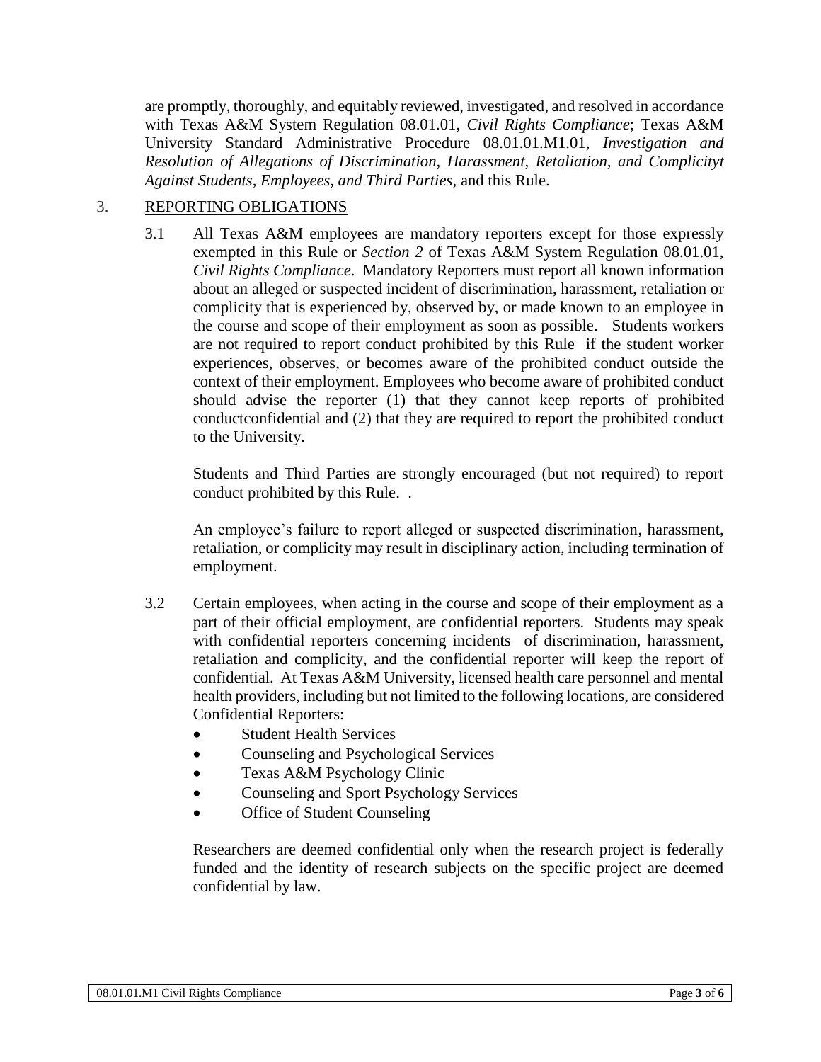are promptly, thoroughly, and equitably reviewed, investigated, and resolved in accordance with Texas A&M System Regulation 08.01.01, *Civil Rights Compliance*; Texas A&M University Standard Administrative Procedure 08.01.01.M1.01, *Investigation and Resolution of Allegations of Discrimination, Harassment, Retaliation, and Complicityt Against Students, Employees, and Third Parties*, and this Rule.

## 3. REPORTING OBLIGATIONS

3.1 All Texas A&M employees are mandatory reporters except for those expressly exempted in this Rule or *Section 2* of Texas A&M System Regulation 08.01.01, *Civil Rights Compliance*. Mandatory Reporters must report all known information about an alleged or suspected incident of discrimination, harassment, retaliation or complicity that is experienced by, observed by, or made known to an employee in the course and scope of their employment as soon as possible. Students workers are not required to report conduct prohibited by this Rule if the student worker experiences, observes, or becomes aware of the prohibited conduct outside the context of their employment. Employees who become aware of prohibited conduct should advise the reporter (1) that they cannot keep reports of prohibited conductconfidential and (2) that they are required to report the prohibited conduct to the University.

Students and Third Parties are strongly encouraged (but not required) to report conduct prohibited by this Rule. .

An employee's failure to report alleged or suspected discrimination, harassment, retaliation, or complicity may result in disciplinary action, including termination of employment.

3.2 Certain employees, when acting in the course and scope of their employment as a part of their official employment, are confidential reporters. Students may speak with confidential reporters concerning incidents of discrimination, harassment, retaliation and complicity, and the confidential reporter will keep the report of confidential. At Texas A&M University, licensed health care personnel and mental health providers, including but not limited to the following locations, are considered Confidential Reporters:

- Student Health Services
- Counseling and Psychological Services
- Texas A&M Psychology Clinic
- Counseling and Sport Psychology Services
- Office of Student Counseling

Researchers are deemed confidential only when the research project is federally funded and the identity of research subjects on the specific project are deemed confidential by law.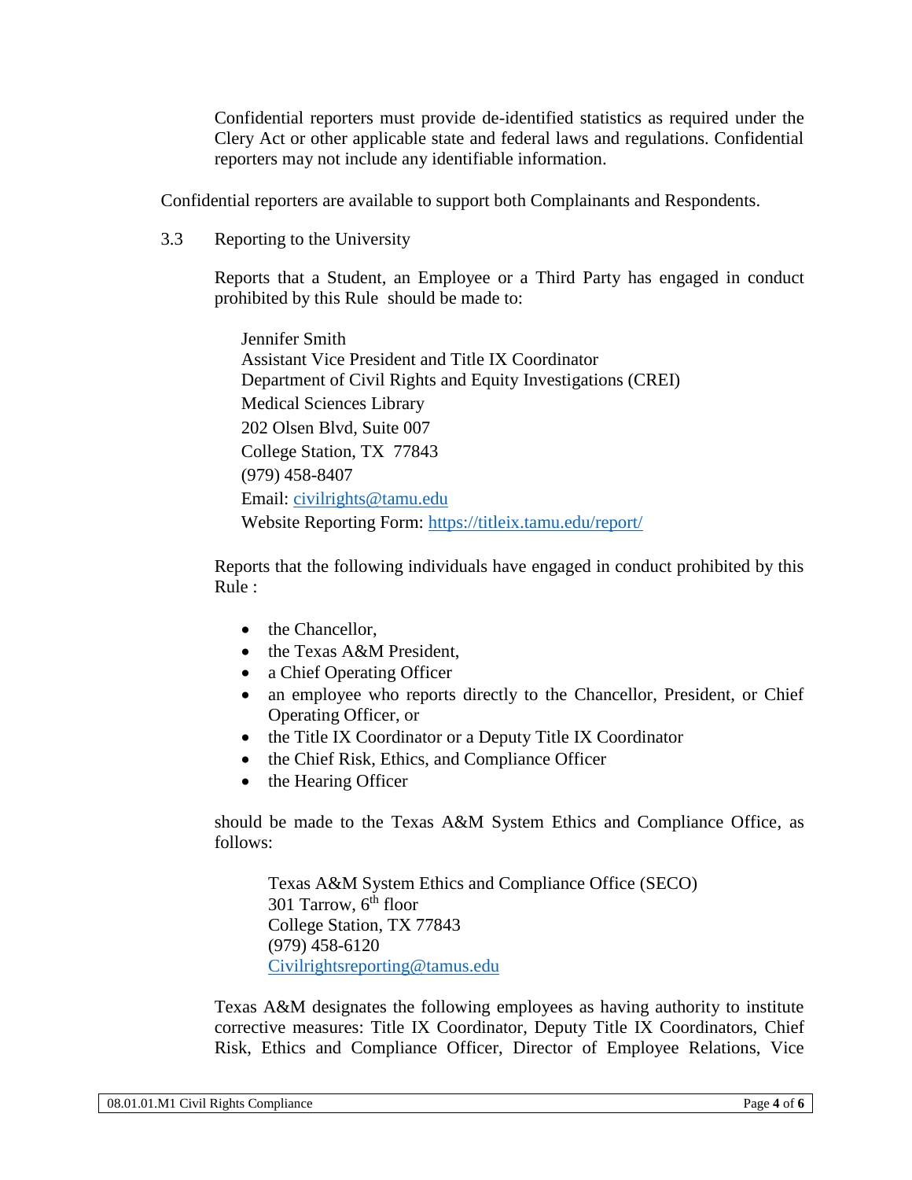Confidential reporters must provide de-identified statistics as required under the Clery Act or other applicable state and federal laws and regulations. Confidential reporters may not include any identifiable information.

Confidential reporters are available to support both Complainants and Respondents.

3.3 Reporting to the University

Reports that a Student, an Employee or a Third Party has engaged in conduct prohibited by this Rule should be made to:

Jennifer Smith  
Assistant Vice President and Title IX Coordinator  
Department of Civil Rights and Equity Investigations (CREI)  
Medical Sciences Library  
202 Olsen Blvd, Suite 007  
College Station, TX 77843  
(979) 458-8407  
Email: civilrights@tamu.edu  
Website Reporting Form: https://titleix.tamu.edu/report/

Reports that the following individuals have engaged in conduct prohibited by this Rule :

- the Chancellor,
- the Texas A&M President,
- a Chief Operating Officer
- an employee who reports directly to the Chancellor, President, or Chief Operating Officer, or
- the Title IX Coordinator or a Deputy Title IX Coordinator
- the Chief Risk, Ethics, and Compliance Officer
- the Hearing Officer

should be made to the Texas A&M System Ethics and Compliance Office, as follows:

Texas A&M System Ethics and Compliance Office (SECO)  
301 Tarrow, 6th floor  
College Station, TX 77843  
(979) 458-6120  
Civilrightsreporting@tamus.edu

Texas A&M designates the following employees as having authority to institute corrective measures: Title IX Coordinator, Deputy Title IX Coordinators, Chief Risk, Ethics and Compliance Officer, Director of Employee Relations, Vice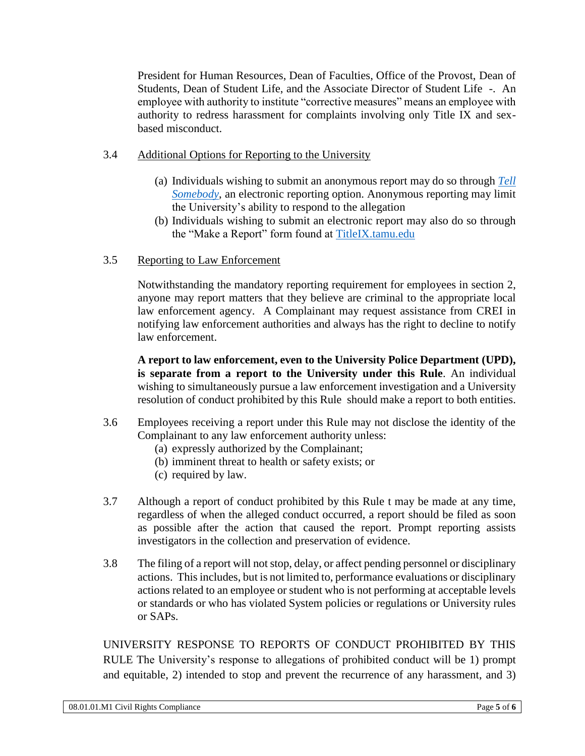President for Human Resources, Dean of Faculties, Office of the Provost, Dean of Students, Dean of Student Life, and the Associate Director of Student Life -. An employee with authority to institute "corrective measures" means an employee with authority to redress harassment for complaints involving only Title IX and sex-based misconduct.

3.4 Additional Options for Reporting to the University

(a) Individuals wishing to submit an anonymous report may do so through *Tell Somebody*, an electronic reporting option. Anonymous reporting may limit the University's ability to respond to the allegation

(b) Individuals wishing to submit an electronic report may also do so through the "Make a Report" form found at TitleIX.tamu.edu

3.5 Reporting to Law Enforcement

Notwithstanding the mandatory reporting requirement for employees in section 2, anyone may report matters that they believe are criminal to the appropriate local law enforcement agency. A Complainant may request assistance from CREI in notifying law enforcement authorities and always has the right to decline to notify law enforcement.

**A report to law enforcement, even to the University Police Department (UPD), is separate from a report to the University under this Rule**. An individual wishing to simultaneously pursue a law enforcement investigation and a University resolution of conduct prohibited by this Rule should make a report to both entities.

3.6 Employees receiving a report under this Rule may not disclose the identity of the Complainant to any law enforcement authority unless:

(a) expressly authorized by the Complainant;
(b) imminent threat to health or safety exists; or
(c) required by law.

3.7 Although a report of conduct prohibited by this Rule t may be made at any time, regardless of when the alleged conduct occurred, a report should be filed as soon as possible after the action that caused the report. Prompt reporting assists investigators in the collection and preservation of evidence.

3.8 The filing of a report will not stop, delay, or affect pending personnel or disciplinary actions. This includes, but is not limited to, performance evaluations or disciplinary actions related to an employee or student who is not performing at acceptable levels or standards or who has violated System policies or regulations or University rules or SAPs.

UNIVERSITY RESPONSE TO REPORTS OF CONDUCT PROHIBITED BY THIS RULE The University's response to allegations of prohibited conduct will be 1) prompt and equitable, 2) intended to stop and prevent the recurrence of any harassment, and 3)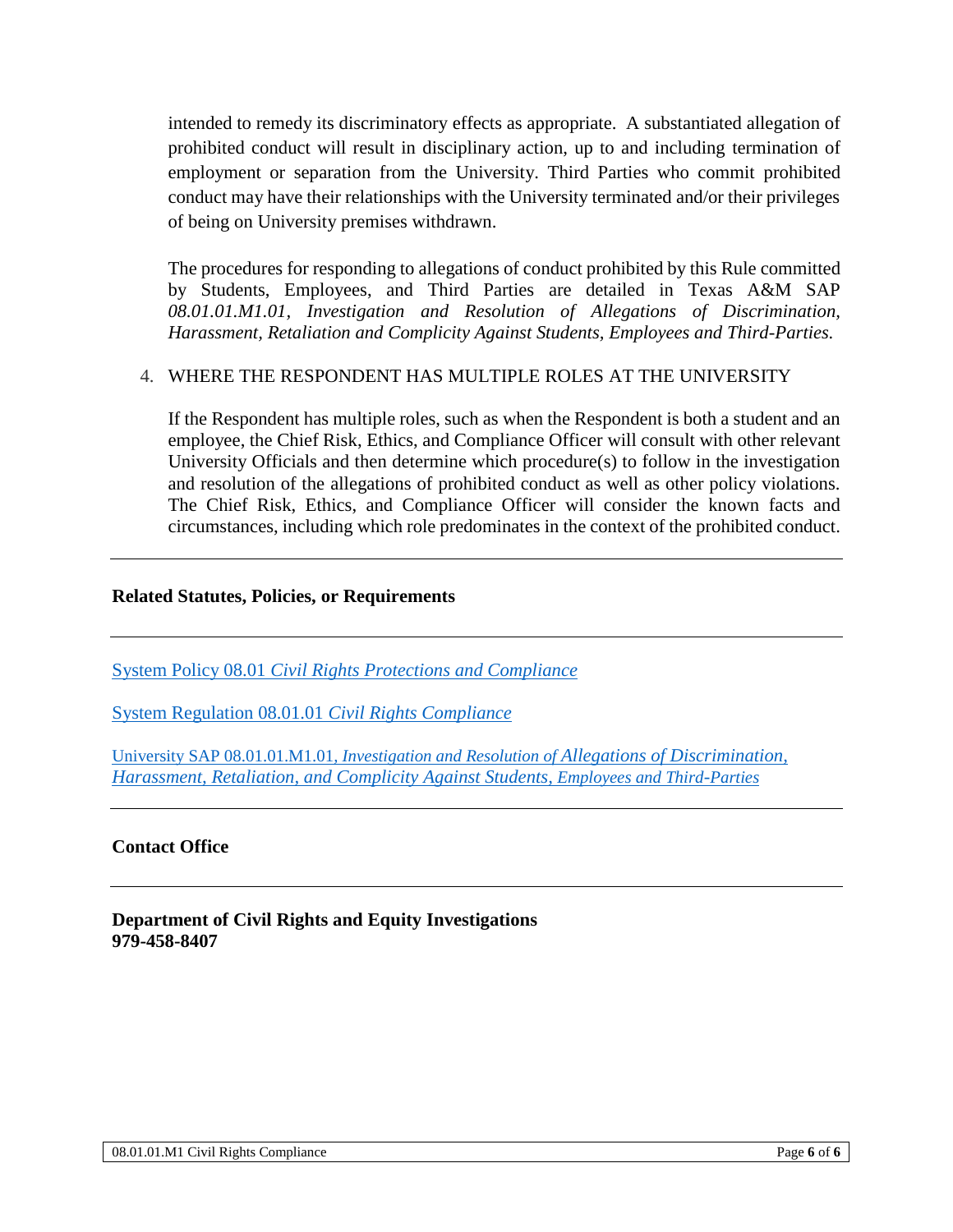intended to remedy its discriminatory effects as appropriate. A substantiated allegation of prohibited conduct will result in disciplinary action, up to and including termination of employment or separation from the University. Third Parties who commit prohibited conduct may have their relationships with the University terminated and/or their privileges of being on University premises withdrawn.

The procedures for responding to allegations of conduct prohibited by this Rule committed by Students, Employees, and Third Parties are detailed in Texas A&M SAP *08.01.01.M1.01, Investigation and Resolution of Allegations of Discrimination, Harassment, Retaliation and Complicity Against Students, Employees and Third-Parties.*

4. WHERE THE RESPONDENT HAS MULTIPLE ROLES AT THE UNIVERSITY

If the Respondent has multiple roles, such as when the Respondent is both a student and an employee, the Chief Risk, Ethics, and Compliance Officer will consult with other relevant University Officials and then determine which procedure(s) to follow in the investigation and resolution of the allegations of prohibited conduct as well as other policy violations. The Chief Risk, Ethics, and Compliance Officer will consider the known facts and circumstances, including which role predominates in the context of the prohibited conduct.

## Related Statutes, Policies, or Requirements

System Policy 08.01 *Civil Rights Protections and Compliance*

System Regulation 08.01.01 *Civil Rights Compliance*

University SAP 08.01.01.M1.01, *Investigation and Resolution of Allegations of Discrimination, Harassment, Retaliation, and Complicity Against Students, Employees and Third-Parties*

## Contact Office

**Department of Civil Rights and Equity Investigations**
**979-458-8407**